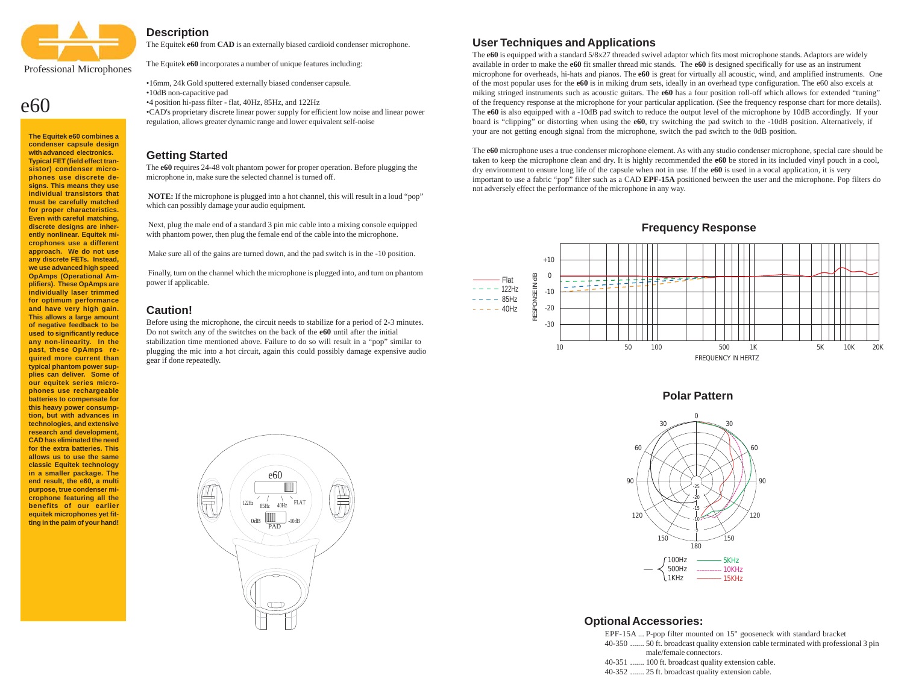Professional Microphones

# e60

**The Equitek e60 combines a condenser capsule design with advanced electronics. Typical FET (field effect transistor) condenser microphones use discrete designs. This means they use individual transistors that must be carefully matched for proper characteristics. Even with careful matching, discrete designs are inherently nonlinear. Equitek microphones use a different approach. We do not use any discrete FETs. Instead, we use advanced high speed OpAmps (Operational Amplifiers). These OpAmps are individually laser trimmed for optimum performance and have very high gain. This allows a large amount of negative feedback to be used to significantly reduce any non-linearity. In the past, these OpAmps required more current than typical phantom power supplies can deliver. Some of our equitek series microphones use rechargeable batteries to compensate for this heavy power consumption, but with advances in technologies, and extensive research and development, CAD has eliminated the need for the extra batteries. This allows us to use the same classic Equitek technology in a smaller package. The end result, the e60, a multi purpose, true condenser microphone featuring all the benefits of our earlier equitek microphones yet fitting in the palm of your hand!**

## Description

The Equitek **e60** from **CAD** is an externally biased cardioid condenser microphone.

The Equitek **e60** incorporates a number of unique features including:

- 16mm, 24k Gold sputtered externally biased condenser capsule.
- 10dB non-capacitive pad
- 4 position hi-pass filter - flat, 40Hz, 85Hz, and 122Hz
- CAD's proprietary discrete linear power supply for efficient low noise and linear power regulation, allows greater dynamic range and lower equivalent self-noise

## Getting Started

The **e60** requires 24-48 volt phantom power for proper operation. Before plugging the microphone in, make sure the selected channel is turned off.

**NOTE:** If the microphone is plugged into a hot channel, this will result in a loud "pop" which can possibly damage your audio equipment.

Next, plug the male end of a standard 3 pin mic cable into a mixing console equipped with phantom power, then plug the female end of the cable into the microphone.

Make sure all of the gains are turned down, and the pad switch is in the -10 position.

Finally, turn on the channel which the microphone is plugged into, and turn on phantom power if applicable.

## Caution!

Before using the microphone, the circuit needs to stabilize for a period of 2-3 minutes. Do not switch any of the switches on the back of the **e60** until after the initial stabilization time mentioned above. Failure to do so will result in a "pop" similar to plugging the mic into a hot circuit, again this could possibly damage expensive audio gear if done repeatedly.

## User Techniques and Applications

The **e60** is equipped with a standard 5/8x27 threaded swivel adaptor which fits most microphone stands. Adaptors are widely available in order to make the **e60** fit smaller thread mic stands. The **e60** is designed specifically for use as an instrument microphone for overheads, hi-hats and pianos. The **e60** is great for virtually all acoustic, wind, and amplified instruments. One of the most popular uses for the **e60** is in miking drum sets, ideally in an overhead type configuration. The e60 also excels at miking stringed instruments such as acoustic guitars. The **e60** has a four position roll-off which allows for extended "tuning" of the frequency response at the microphone for your particular application. (See the frequency response chart for more details). The **e60** is also equipped with a -10dB pad switch to reduce the output level of the microphone by 10dB accordingly. If your board is "clipping" or distorting when using the **e60**, try switching the pad switch to the -10dB position. Alternatively, if your are not getting enough signal from the microphone, switch the pad switch to the 0dB position.

The **e60** microphone uses a true condenser microphone element. As with any studio condenser microphone, special care should be taken to keep the microphone clean and dry. It is highly recommended the **e60** be stored in its included vinyl pouch in a cool, dry environment to ensure long life of the capsule when not in use. If the **e60** is used in a vocal application, it is very important to use a fabric "pop" filter such as a CAD **EPF-15A** positioned between the user and the microphone. Pop filters do not adversely effect the performance of the microphone in any way.

### Frequency Response

### Polar Pattern

## Optional Accessories:

EPF-15A ... P-pop filter mounted on 15" gooseneck with standard bracket
40-350 ....... 50 ft. broadcast quality extension cable terminated with professional 3 pin male/female connectors.
40-351 ....... 100 ft. broadcast quality extension cable.
40-352 ....... 25 ft. broadcast quality extension cable.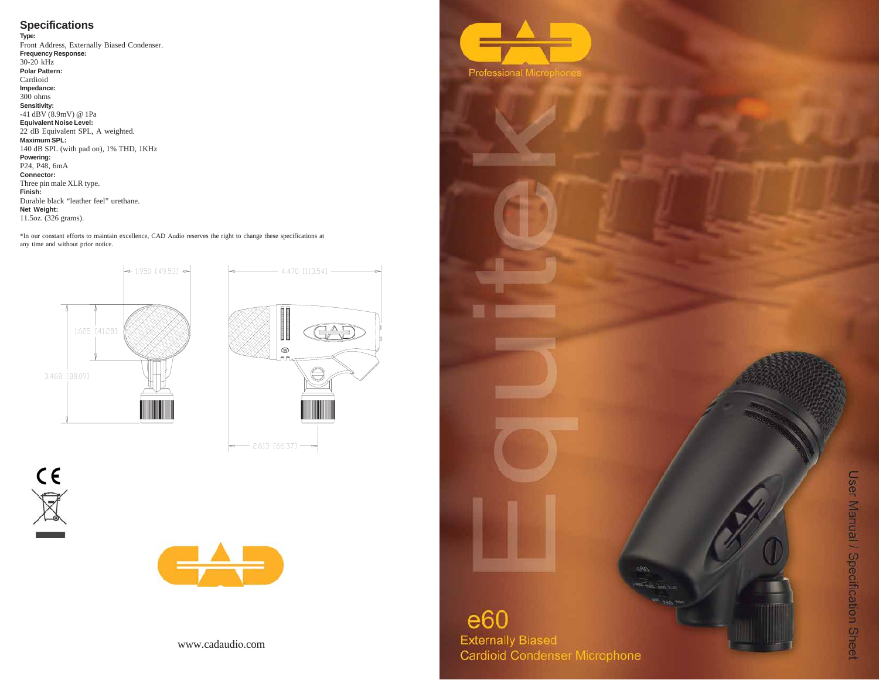## Specifications

**Type:**
Front Address, Externally Biased Condenser.
**Frequency Response:**
30-20 kHz
**Polar Pattern:**
Cardioid
**Impedance:**
300 ohms
**Sensitivity:**
-41 dBV (8.9mV) @ 1Pa
**Equivalent Noise Level:**
22 dB Equivalent SPL, A weighted.
**Maximum SPL:**
140 dB SPL (with pad on), 1% THD, 1KHz
**Powering:**
P24, P48, 6mA
**Connector:**
Three pin male XLR type.
**Finish:**
Durable black "leather feel" urethane.
**Net Weight:**
11.5oz. (326 grams).

*In our constant efforts to maintain excellence, CAD Audio reserves the right to change these specifications at any time and without prior notice.

1.950 [49.53]
4.470 [113.54]
1.625 [41.28]
3.468 [88.09]
2.613 [66.37]

www.cadaudio.com

Professional Microphones

Equitek

e60
Externally Biased
Cardioid Condenser Microphone

User Manual / Specification Sheet